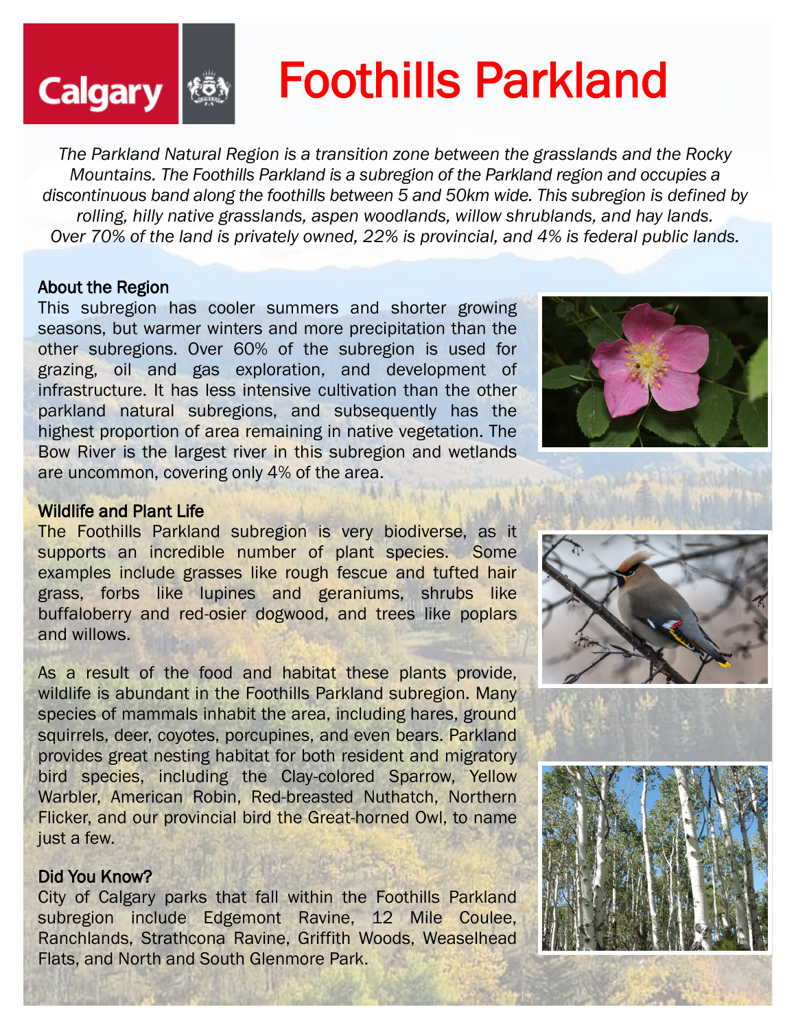# Foothills Parkland

*The Parkland Natural Region is a transition zone between the grasslands and the Rocky Mountains. The Foothills Parkland is a subregion of the Parkland region and occupies a discontinuous band along the foothills between 5 and 50km wide. This subregion is defined by rolling, hilly native grasslands, aspen woodlands, willow shrublands, and hay lands. Over 70% of the land is privately owned, 22% is provincial, and 4% is federal public lands.*

## About the Region

This subregion has cooler summers and shorter growing seasons, but warmer winters and more precipitation than the other subregions. Over 60% of the subregion is used for grazing, oil and gas exploration, and development of infrastructure. It has less intensive cultivation than the other parkland natural subregions, and subsequently has the highest proportion of area remaining in native vegetation. The Bow River is the largest river in this subregion and wetlands are uncommon, covering only 4% of the area.

## Wildlife and Plant Life

The Foothills Parkland subregion is very biodiverse, as it supports an incredible number of plant species. Some examples include grasses like rough fescue and tufted hair grass, forbs like lupines and geraniums, shrubs like buffaloberry and red-osier dogwood, and trees like poplars and willows.

As a result of the food and habitat these plants provide, wildlife is abundant in the Foothills Parkland subregion. Many species of mammals inhabit the area, including hares, ground squirrels, deer, coyotes, porcupines, and even bears. Parkland provides great nesting habitat for both resident and migratory bird species, including the Clay-colored Sparrow, Yellow Warbler, American Robin, Red-breasted Nuthatch, Northern Flicker, and our provincial bird the Great-horned Owl, to name just a few.

## Did You Know?

City of Calgary parks that fall within the Foothills Parkland subregion include Edgemont Ravine, 12 Mile Coulee, Ranchlands, Strathcona Ravine, Griffith Woods, Weaselhead Flats, and North and South Glenmore Park.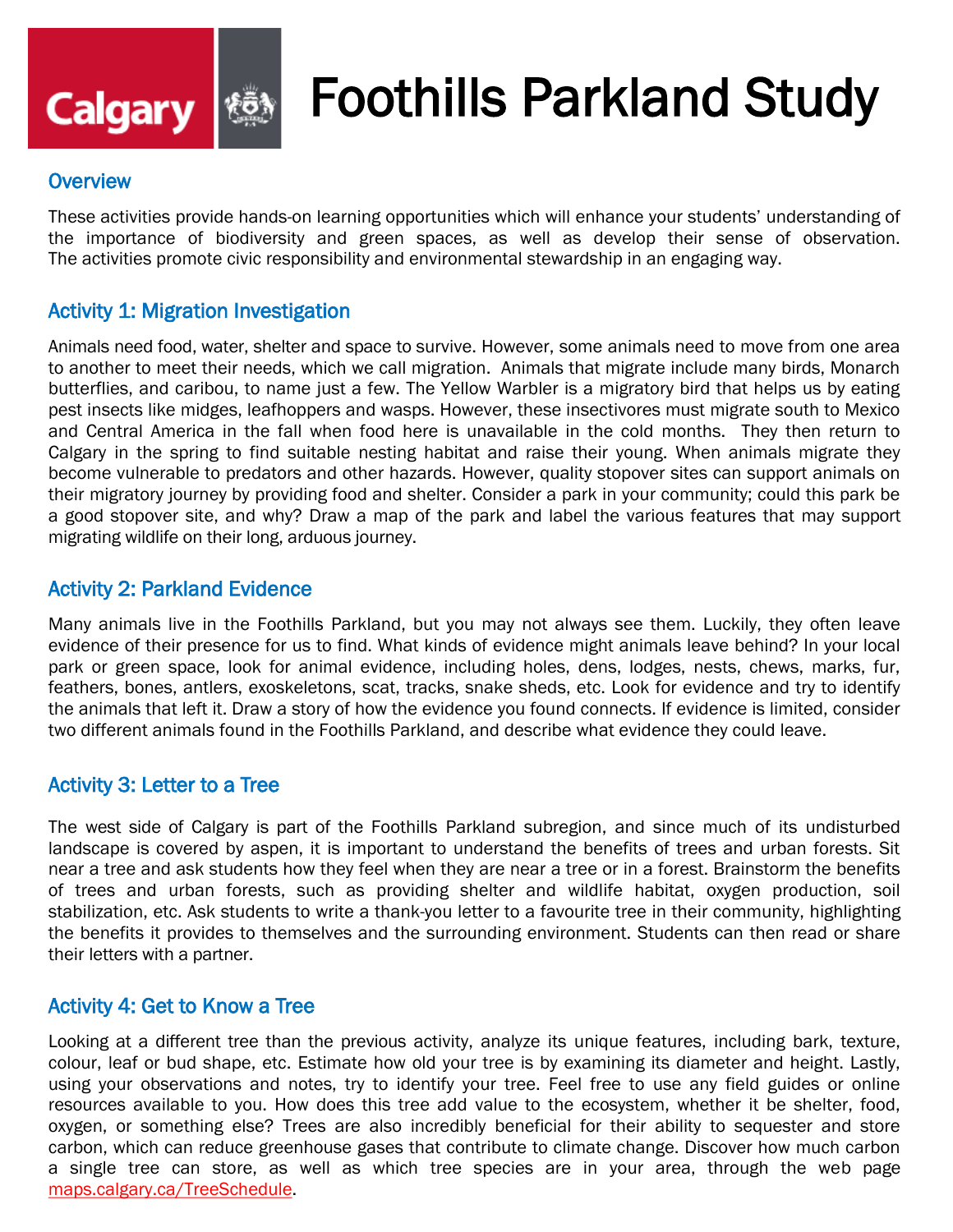# Foothills Parkland Study

## Overview

These activities provide hands-on learning opportunities which will enhance your students' understanding of the importance of biodiversity and green spaces, as well as develop their sense of observation. The activities promote civic responsibility and environmental stewardship in an engaging way.

## Activity 1: Migration Investigation

Animals need food, water, shelter and space to survive. However, some animals need to move from one area to another to meet their needs, which we call migration. Animals that migrate include many birds, Monarch butterflies, and caribou, to name just a few. The Yellow Warbler is a migratory bird that helps us by eating pest insects like midges, leafhoppers and wasps. However, these insectivores must migrate south to Mexico and Central America in the fall when food here is unavailable in the cold months. They then return to Calgary in the spring to find suitable nesting habitat and raise their young. When animals migrate they become vulnerable to predators and other hazards. However, quality stopover sites can support animals on their migratory journey by providing food and shelter. Consider a park in your community; could this park be a good stopover site, and why? Draw a map of the park and label the various features that may support migrating wildlife on their long, arduous journey.

## Activity 2: Parkland Evidence

Many animals live in the Foothills Parkland, but you may not always see them. Luckily, they often leave evidence of their presence for us to find. What kinds of evidence might animals leave behind? In your local park or green space, look for animal evidence, including holes, dens, lodges, nests, chews, marks, fur, feathers, bones, antlers, exoskeletons, scat, tracks, snake sheds, etc. Look for evidence and try to identify the animals that left it. Draw a story of how the evidence you found connects. If evidence is limited, consider two different animals found in the Foothills Parkland, and describe what evidence they could leave.

## Activity 3: Letter to a Tree

The west side of Calgary is part of the Foothills Parkland subregion, and since much of its undisturbed landscape is covered by aspen, it is important to understand the benefits of trees and urban forests. Sit near a tree and ask students how they feel when they are near a tree or in a forest. Brainstorm the benefits of trees and urban forests, such as providing shelter and wildlife habitat, oxygen production, soil stabilization, etc. Ask students to write a thank-you letter to a favourite tree in their community, highlighting the benefits it provides to themselves and the surrounding environment. Students can then read or share their letters with a partner.

## Activity 4: Get to Know a Tree

Looking at a different tree than the previous activity, analyze its unique features, including bark, texture, colour, leaf or bud shape, etc. Estimate how old your tree is by examining its diameter and height. Lastly, using your observations and notes, try to identify your tree. Feel free to use any field guides or online resources available to you. How does this tree add value to the ecosystem, whether it be shelter, food, oxygen, or something else? Trees are also incredibly beneficial for their ability to sequester and store carbon, which can reduce greenhouse gases that contribute to climate change. Discover how much carbon a single tree can store, as well as which tree species are in your area, through the web page maps.calgary.ca/TreeSchedule.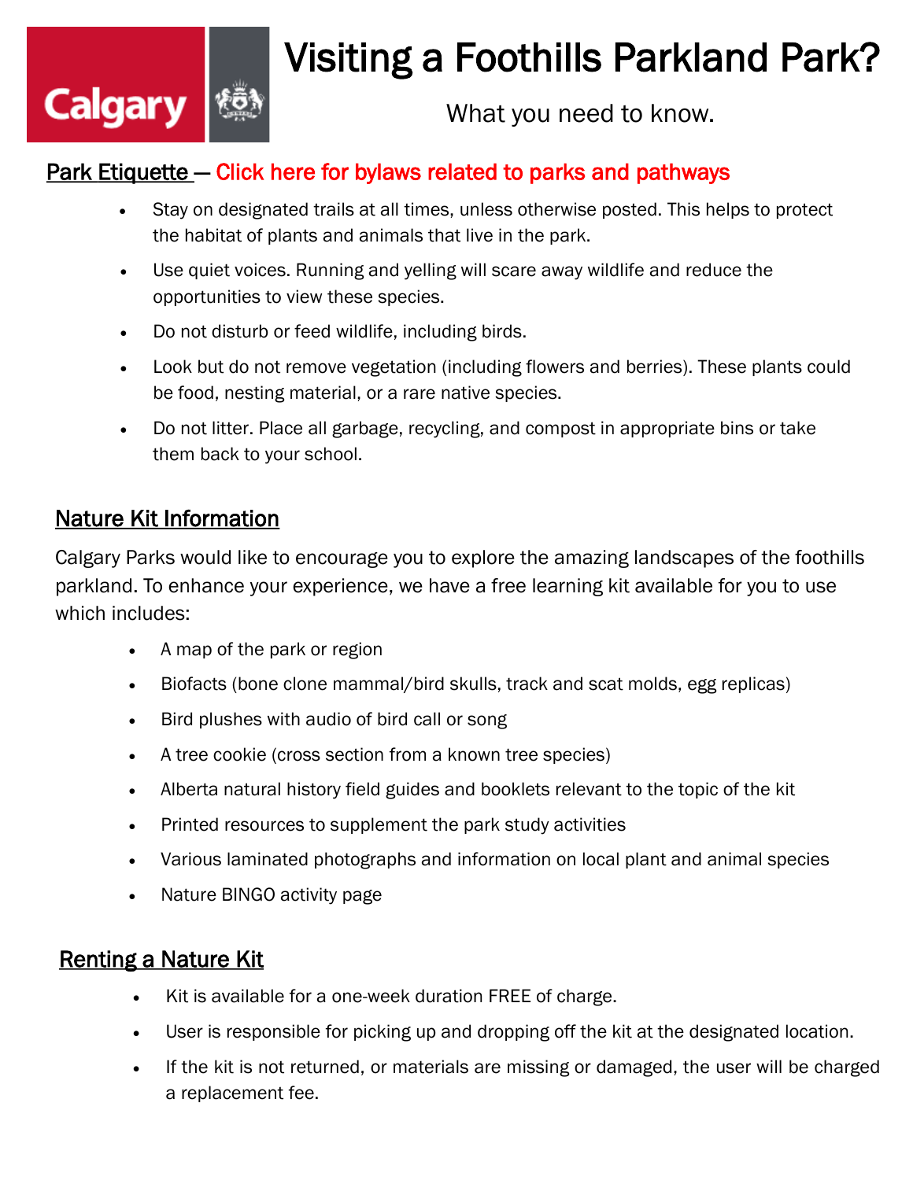# Visiting a Foothills Parkland Park?

What you need to know.

## Park Etiquette — Click here for bylaws related to parks and pathways

- Stay on designated trails at all times, unless otherwise posted. This helps to protect the habitat of plants and animals that live in the park.
- Use quiet voices. Running and yelling will scare away wildlife and reduce the opportunities to view these species.
- Do not disturb or feed wildlife, including birds.
- Look but do not remove vegetation (including flowers and berries). These plants could be food, nesting material, or a rare native species.
- Do not litter. Place all garbage, recycling, and compost in appropriate bins or take them back to your school.

## Nature Kit Information

Calgary Parks would like to encourage you to explore the amazing landscapes of the foothills parkland. To enhance your experience, we have a free learning kit available for you to use which includes:

- A map of the park or region
- Biofacts (bone clone mammal/bird skulls, track and scat molds, egg replicas)
- Bird plushes with audio of bird call or song
- A tree cookie (cross section from a known tree species)
- Alberta natural history field guides and booklets relevant to the topic of the kit
- Printed resources to supplement the park study activities
- Various laminated photographs and information on local plant and animal species
- Nature BINGO activity page

## Renting a Nature Kit

- Kit is available for a one-week duration FREE of charge.
- User is responsible for picking up and dropping off the kit at the designated location.
- If the kit is not returned, or materials are missing or damaged, the user will be charged a replacement fee.